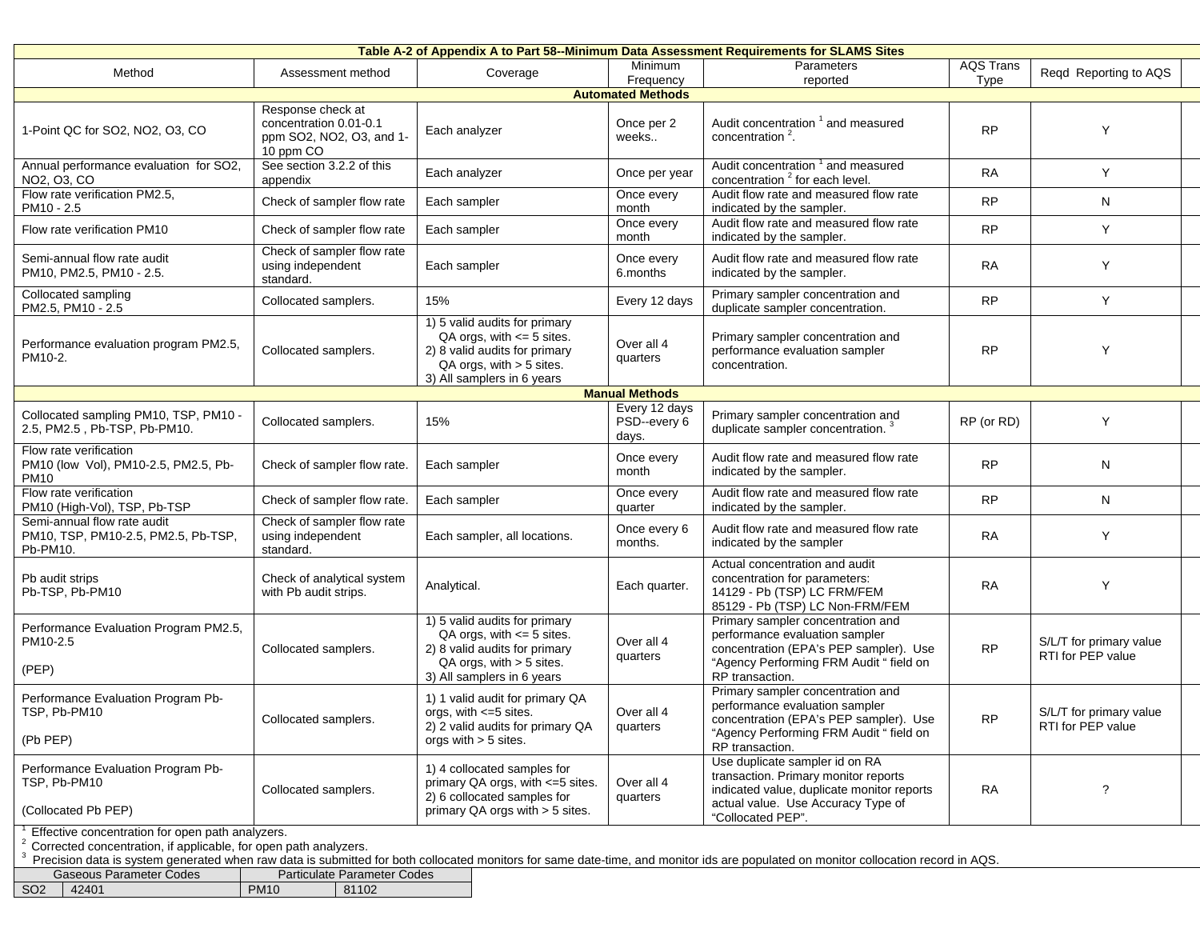| Table A-2 of Appendix A to Part 58--Minimum Data Assessment Requirements for SLAMS Sites | | | | | | |
|---|---|---|---|---|---|---|
| Method | Assessment method | Coverage | Minimum Frequency | Parameters reported | AQS Trans Type | Reqd Reporting to AQS |
| **Automated Methods** | | | | | | |
| 1-Point QC for SO2, NO2, O3, CO | Response check at concentration 0.01-0.1 ppm SO2, NO2, O3, and 1-10 ppm CO | Each analyzer | Once per 2 weeks.. | Audit concentration [1] and measured concentration [2]. | RP | Y |
| Annual performance evaluation for SO2, NO2, O3, CO | See section 3.2.2 of this appendix | Each analyzer | Once per year | Audit concentration [1] and measured concentration [2] for each level. | RA | Y |
| Flow rate verification PM2.5, PM10 - 2.5 | Check of sampler flow rate | Each sampler | Once every month | Audit flow rate and measured flow rate indicated by the sampler. | RP | N |
| Flow rate verification PM10 | Check of sampler flow rate | Each sampler | Once every month | Audit flow rate and measured flow rate indicated by the sampler. | RP | Y |
| Semi-annual flow rate audit PM10, PM2.5, PM10 - 2.5. | Check of sampler flow rate using independent standard. | Each sampler | Once every 6.months | Audit flow rate and measured flow rate indicated by the sampler. | RA | Y |
| Collocated sampling PM2.5, PM10 - 2.5 | Collocated samplers. | 15% | Every 12 days | Primary sampler concentration and duplicate sampler concentration. | RP | Y |
| Performance evaluation program PM2.5, PM10-2. | Collocated samplers. | 1) 5 valid audits for primary QA orgs, with <= 5 sites. 2) 8 valid audits for primary QA orgs, with > 5 sites. 3) All samplers in 6 years | Over all 4 quarters | Primary sampler concentration and performance evaluation sampler concentration. | RP | Y |
| **Manual Methods** | | | | | | |
| Collocated sampling PM10, TSP, PM10 - 2.5, PM2.5 , Pb-TSP, Pb-PM10. | Collocated samplers. | 15% | Every 12 days PSD--every 6 days. | Primary sampler concentration and duplicate sampler concentration. [3] | RP (or RD) | Y |
| Flow rate verification PM10 (low Vol), PM10-2.5, PM2.5, Pb-PM10 | Check of sampler flow rate. | Each sampler | Once every month | Audit flow rate and measured flow rate indicated by the sampler. | RP | N |
| Flow rate verification PM10 (High-Vol), TSP, Pb-TSP | Check of sampler flow rate. | Each sampler | Once every quarter | Audit flow rate and measured flow rate indicated by the sampler. | RP | N |
| Semi-annual flow rate audit PM10, TSP, PM10-2.5, PM2.5, Pb-TSP, Pb-PM10. | Check of sampler flow rate using independent standard. | Each sampler, all locations. | Once every 6 months. | Audit flow rate and measured flow rate indicated by the sampler | RA | Y |
| Pb audit strips Pb-TSP, Pb-PM10 | Check of analytical system with Pb audit strips. | Analytical. | Each quarter. | Actual concentration and audit concentration for parameters: 14129 - Pb (TSP) LC FRM/FEM 85129 - Pb (TSP) LC Non-FRM/FEM | RA | Y |
| Performance Evaluation Program PM2.5, PM10-2.5 (PEP) | Collocated samplers. | 1) 5 valid audits for primary QA orgs, with <= 5 sites. 2) 8 valid audits for primary QA orgs, with > 5 sites. 3) All samplers in 6 years | Over all 4 quarters | Primary sampler concentration and performance evaluation sampler concentration (EPA's PEP sampler). Use "Agency Performing FRM Audit " field on RP transaction. | RP | S/L/T for primary value RTI for PEP value |
| Performance Evaluation Program Pb-TSP, Pb-PM10 (Pb PEP) | Collocated samplers. | 1) 1 valid audit for primary QA orgs, with <=5 sites. 2) 2 valid audits for primary QA orgs with > 5 sites. | Over all 4 quarters | Primary sampler concentration and performance evaluation sampler concentration (EPA's PEP sampler). Use "Agency Performing FRM Audit " field on RP transaction. | RP | S/L/T for primary value RTI for PEP value |
| Performance Evaluation Program Pb-TSP, Pb-PM10 (Collocated Pb PEP) | Collocated samplers. | 1) 4 collocated samples for primary QA orgs, with <=5 sites. 2) 6 collocated samples for primary QA orgs with > 5 sites. | Over all 4 quarters | Use duplicate sampler id on RA transaction. Primary monitor reports indicated value, duplicate monitor reports actual value. Use Accuracy Type of "Collocated PEP". | RA | ? |

[1] Effective concentration for open path analyzers.

[2] Corrected concentration, if applicable, for open path analyzers.

[3] Precision data is system generated when raw data is submitted for both collocated monitors for same date-time, and monitor ids are populated on monitor collocation record in AQS.

| Gaseous Parameter Codes | | Particulate Parameter Codes | |
|---|---|---|---|
| SO2 | 42401 | PM10 | 81102 |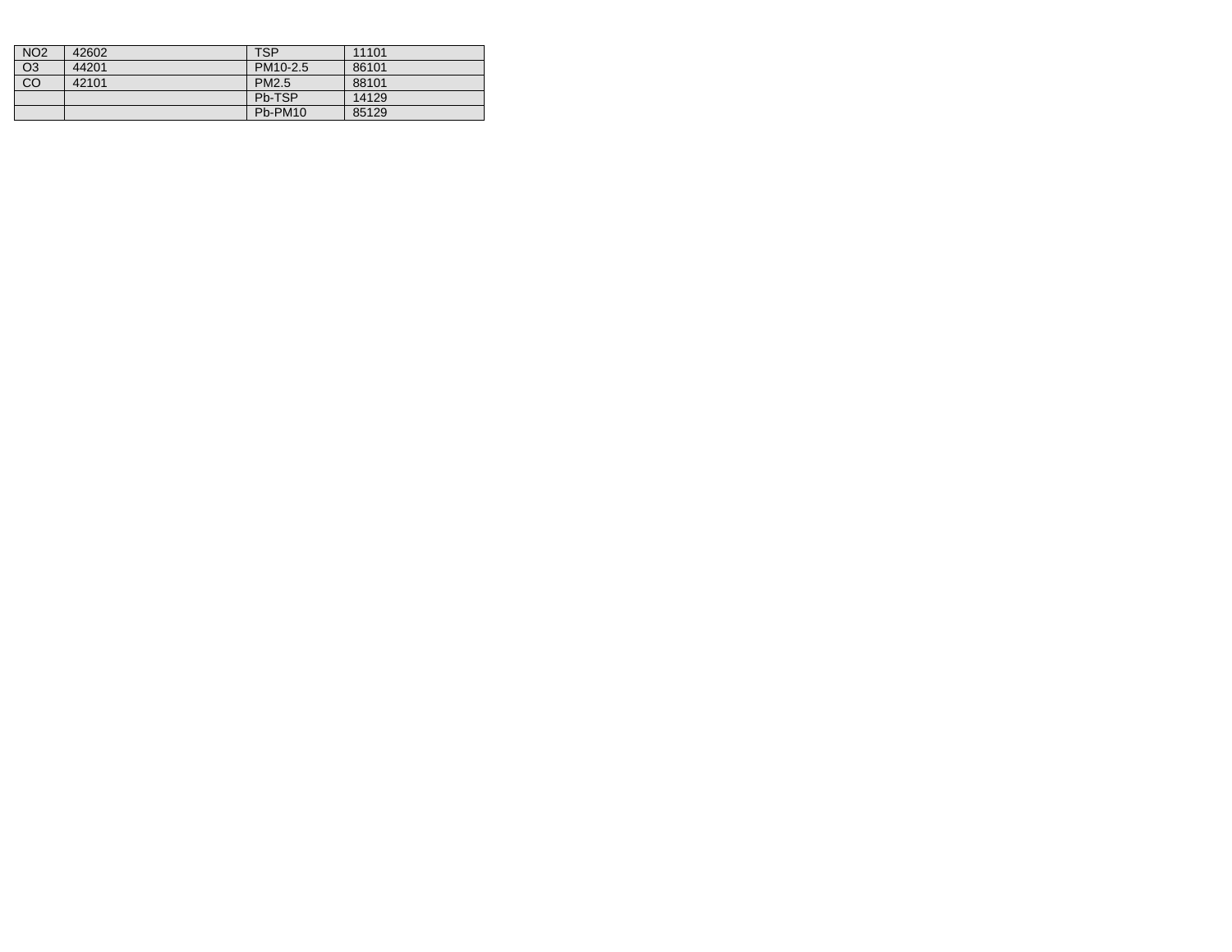| | | | |
|---|---|---|---|
| NO2 | 42602 | TSP | 11101 |
| O3 | 44201 | PM10-2.5 | 86101 |
| CO | 42101 | PM2.5 | 88101 |
| | | Pb-TSP | 14129 |
| | | Pb-PM10 | 85129 |